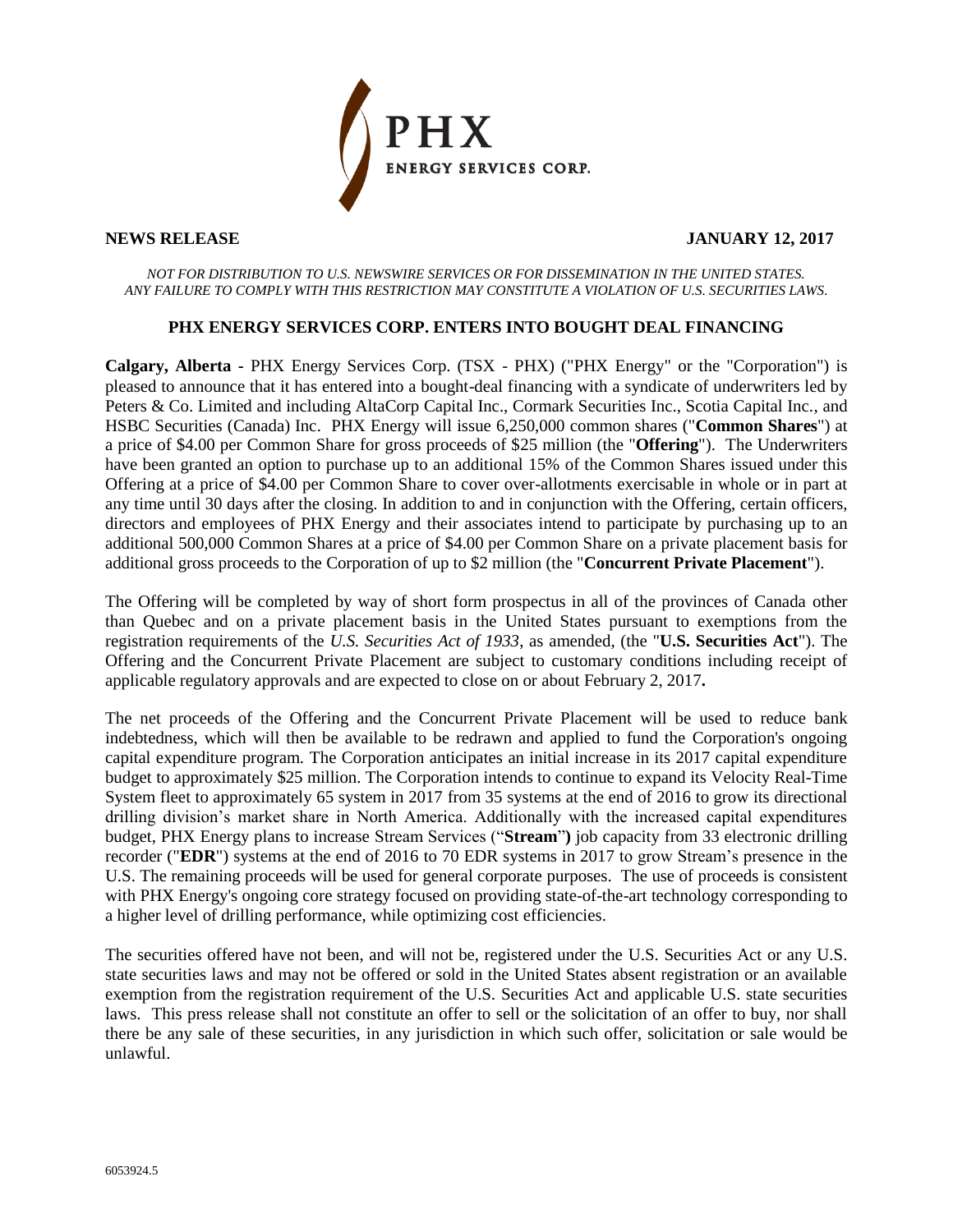PHX ENERGY SERVICES CORP.

**NEWS RELEASE** **JANUARY 12, 2017**

*NOT FOR DISTRIBUTION TO U.S. NEWSWIRE SERVICES OR FOR DISSEMINATION IN THE UNITED STATES. ANY FAILURE TO COMPLY WITH THIS RESTRICTION MAY CONSTITUTE A VIOLATION OF U.S. SECURITIES LAWS.*

## PHX ENERGY SERVICES CORP. ENTERS INTO BOUGHT DEAL FINANCING

**Calgary, Alberta** - PHX Energy Services Corp. (TSX - PHX) ("PHX Energy" or the "Corporation") is pleased to announce that it has entered into a bought-deal financing with a syndicate of underwriters led by Peters & Co. Limited and including AltaCorp Capital Inc., Cormark Securities Inc., Scotia Capital Inc., and HSBC Securities (Canada) Inc. PHX Energy will issue 6,250,000 common shares ("**Common Shares**") at a price of $4.00 per Common Share for gross proceeds of $25 million (the "**Offering**"). The Underwriters have been granted an option to purchase up to an additional 15% of the Common Shares issued under this Offering at a price of $4.00 per Common Share to cover over-allotments exercisable in whole or in part at any time until 30 days after the closing. In addition to and in conjunction with the Offering, certain officers, directors and employees of PHX Energy and their associates intend to participate by purchasing up to an additional 500,000 Common Shares at a price of $4.00 per Common Share on a private placement basis for additional gross proceeds to the Corporation of up to $2 million (the "**Concurrent Private Placement**").

The Offering will be completed by way of short form prospectus in all of the provinces of Canada other than Quebec and on a private placement basis in the United States pursuant to exemptions from the registration requirements of the *U.S. Securities Act of 1933*, as amended, (the "**U.S. Securities Act**"). The Offering and the Concurrent Private Placement are subject to customary conditions including receipt of applicable regulatory approvals and are expected to close on or about February 2, 2017**.**

The net proceeds of the Offering and the Concurrent Private Placement will be used to reduce bank indebtedness, which will then be available to be redrawn and applied to fund the Corporation's ongoing capital expenditure program. The Corporation anticipates an initial increase in its 2017 capital expenditure budget to approximately $25 million. The Corporation intends to continue to expand its Velocity Real-Time System fleet to approximately 65 system in 2017 from 35 systems at the end of 2016 to grow its directional drilling division's market share in North America. Additionally with the increased capital expenditures budget, PHX Energy plans to increase Stream Services ("**Stream**") job capacity from 33 electronic drilling recorder ("**EDR**") systems at the end of 2016 to 70 EDR systems in 2017 to grow Stream's presence in the U.S. The remaining proceeds will be used for general corporate purposes. The use of proceeds is consistent with PHX Energy's ongoing core strategy focused on providing state-of-the-art technology corresponding to a higher level of drilling performance, while optimizing cost efficiencies.

The securities offered have not been, and will not be, registered under the U.S. Securities Act or any U.S. state securities laws and may not be offered or sold in the United States absent registration or an available exemption from the registration requirement of the U.S. Securities Act and applicable U.S. state securities laws. This press release shall not constitute an offer to sell or the solicitation of an offer to buy, nor shall there be any sale of these securities, in any jurisdiction in which such offer, solicitation or sale would be unlawful.

6053924.5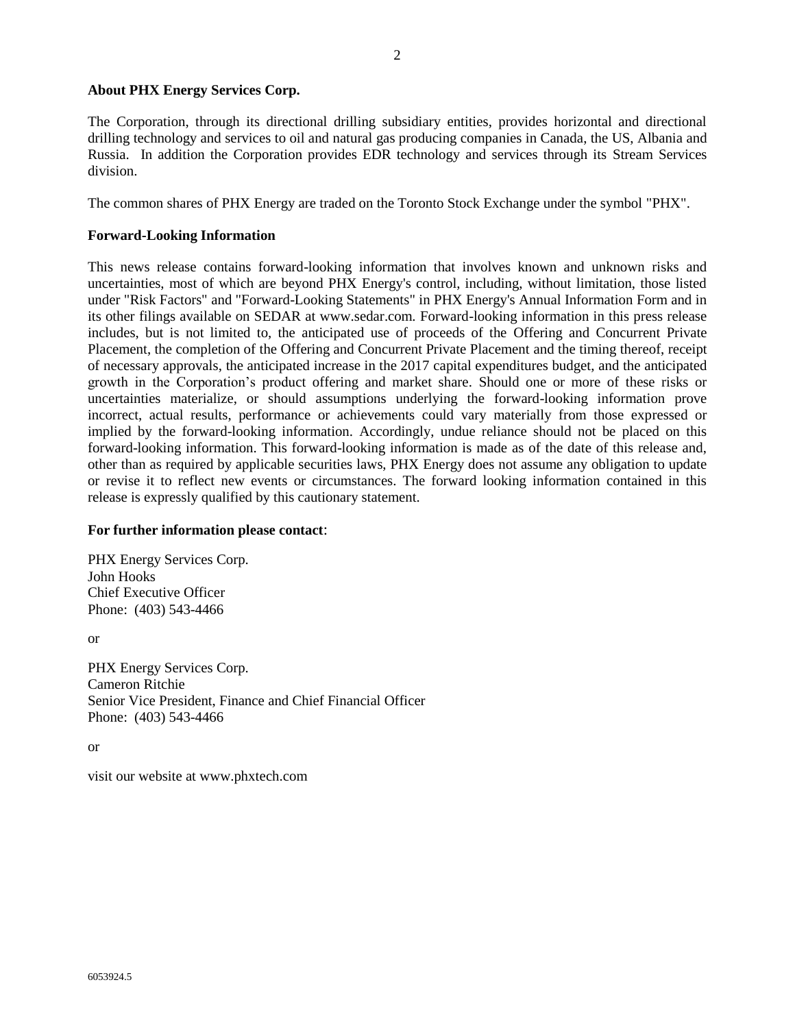**About PHX Energy Services Corp.**

The Corporation, through its directional drilling subsidiary entities, provides horizontal and directional drilling technology and services to oil and natural gas producing companies in Canada, the US, Albania and Russia. In addition the Corporation provides EDR technology and services through its Stream Services division.

The common shares of PHX Energy are traded on the Toronto Stock Exchange under the symbol "PHX".

**Forward-Looking Information**

This news release contains forward-looking information that involves known and unknown risks and uncertainties, most of which are beyond PHX Energy's control, including, without limitation, those listed under "Risk Factors" and "Forward-Looking Statements" in PHX Energy's Annual Information Form and in its other filings available on SEDAR at www.sedar.com. Forward-looking information in this press release includes, but is not limited to, the anticipated use of proceeds of the Offering and Concurrent Private Placement, the completion of the Offering and Concurrent Private Placement and the timing thereof, receipt of necessary approvals, the anticipated increase in the 2017 capital expenditures budget, and the anticipated growth in the Corporation's product offering and market share. Should one or more of these risks or uncertainties materialize, or should assumptions underlying the forward-looking information prove incorrect, actual results, performance or achievements could vary materially from those expressed or implied by the forward-looking information. Accordingly, undue reliance should not be placed on this forward-looking information. This forward-looking information is made as of the date of this release and, other than as required by applicable securities laws, PHX Energy does not assume any obligation to update or revise it to reflect new events or circumstances. The forward looking information contained in this release is expressly qualified by this cautionary statement.

**For further information please contact**:

PHX Energy Services Corp.
John Hooks
Chief Executive Officer
Phone: (403) 543-4466

or

PHX Energy Services Corp.
Cameron Ritchie
Senior Vice President, Finance and Chief Financial Officer
Phone: (403) 543-4466

or

visit our website at www.phxtech.com

6053924.5